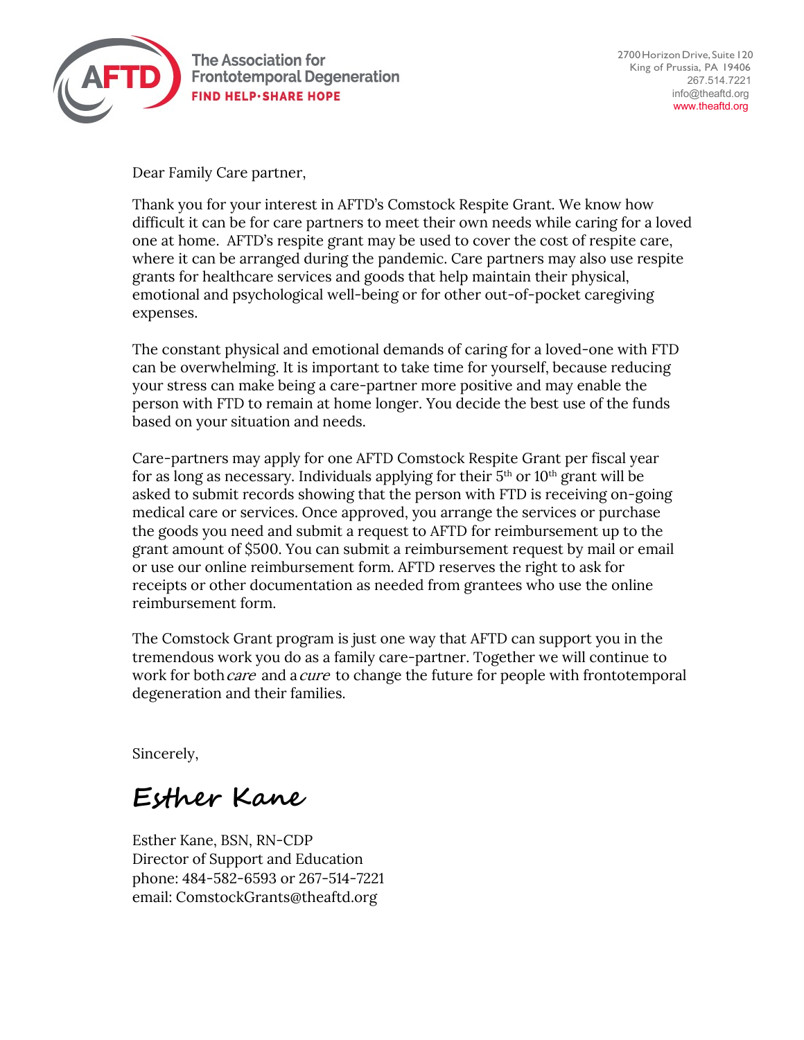AFTD The Association for Frontotemporal Degeneration
FIND HELP·SHARE HOPE

2700 Horizon Drive, Suite 120
King of Prussia, PA 19406
267.514.7221
info@theaftd.org
www.theaftd.org

Dear Family Care partner,

Thank you for your interest in AFTD's Comstock Respite Grant. We know how difficult it can be for care partners to meet their own needs while caring for a loved one at home. AFTD's respite grant may be used to cover the cost of respite care, where it can be arranged during the pandemic. Care partners may also use respite grants for healthcare services and goods that help maintain their physical, emotional and psychological well-being or for other out-of-pocket caregiving expenses.

The constant physical and emotional demands of caring for a loved-one with FTD can be overwhelming. It is important to take time for yourself, because reducing your stress can make being a care-partner more positive and may enable the person with FTD to remain at home longer. You decide the best use of the funds based on your situation and needs.

Care-partners may apply for one AFTD Comstock Respite Grant per fiscal year for as long as necessary. Individuals applying for their 5th or 10th grant will be asked to submit records showing that the person with FTD is receiving on-going medical care or services. Once approved, you arrange the services or purchase the goods you need and submit a request to AFTD for reimbursement up to the grant amount of $500. You can submit a reimbursement request by mail or email or use our online reimbursement form. AFTD reserves the right to ask for receipts or other documentation as needed from grantees who use the online reimbursement form.

The Comstock Grant program is just one way that AFTD can support you in the tremendous work you do as a family care-partner. Together we will continue to work for both *care* and a *cure* to change the future for people with frontotemporal degeneration and their families.

Sincerely,

Esther Kane

Esther Kane, BSN, RN-CDP
Director of Support and Education
phone: 484-582-6593 or 267-514-7221
email: ComstockGrants@theaftd.org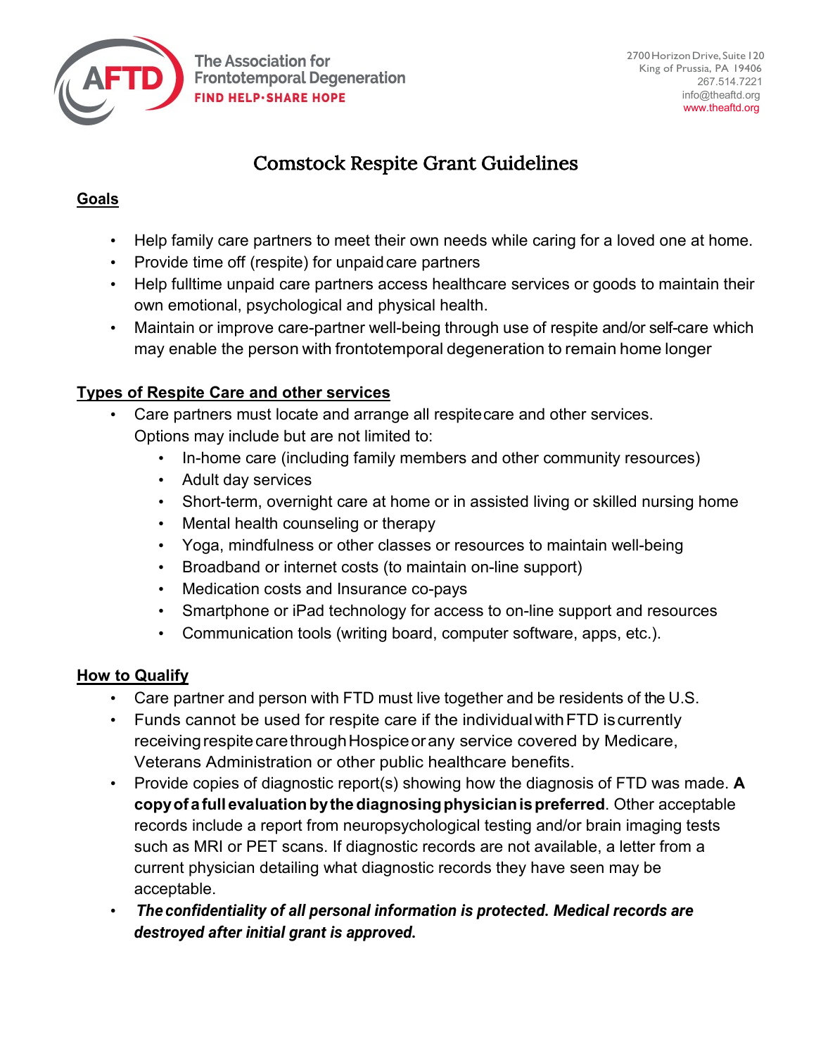The Association for Frontotemporal Degeneration
FIND HELP·SHARE HOPE

2700 Horizon Drive, Suite 120
King of Prussia, PA 19406
267.514.7221
info@theaftd.org
www.theaftd.org

# Comstock Respite Grant Guidelines

## Goals

- Help family care partners to meet their own needs while caring for a loved one at home.
- Provide time off (respite) for unpaid care partners
- Help fulltime unpaid care partners access healthcare services or goods to maintain their own emotional, psychological and physical health.
- Maintain or improve care-partner well-being through use of respite and/or self-care which may enable the person with frontotemporal degeneration to remain home longer

## Types of Respite Care and other services

- Care partners must locate and arrange all respite care and other services. Options may include but are not limited to:
  - In-home care (including family members and other community resources)
  - Adult day services
  - Short-term, overnight care at home or in assisted living or skilled nursing home
  - Mental health counseling or therapy
  - Yoga, mindfulness or other classes or resources to maintain well-being
  - Broadband or internet costs (to maintain on-line support)
  - Medication costs and Insurance co-pays
  - Smartphone or iPad technology for access to on-line support and resources
  - Communication tools (writing board, computer software, apps, etc.).

## How to Qualify

- Care partner and person with FTD must live together and be residents of the U.S.
- Funds cannot be used for respite care if the individual with FTD is currently receiving respite care through Hospice or any service covered by Medicare, Veterans Administration or other public healthcare benefits.
- Provide copies of diagnostic report(s) showing how the diagnosis of FTD was made. **A copy of a full evaluation by the diagnosing physician is preferred**. Other acceptable records include a report from neuropsychological testing and/or brain imaging tests such as MRI or PET scans. If diagnostic records are not available, a letter from a current physician detailing what diagnostic records they have seen may be acceptable.
- ***The confidentiality of all personal information is protected. Medical records are destroyed after initial grant is approved.***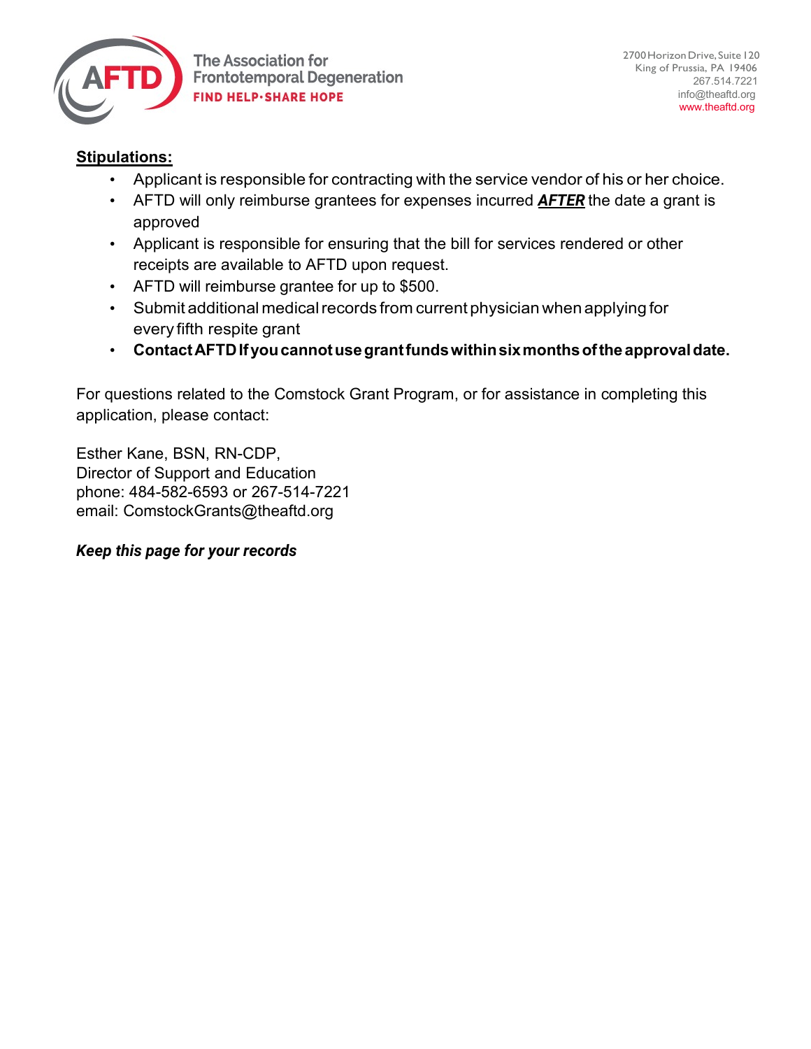The Association for Frontotemporal Degeneration
FIND HELP·SHARE HOPE

2700 Horizon Drive, Suite 120
King of Prussia, PA 19406
267.514.7221
info@theaftd.org
www.theaftd.org

**Stipulations:**

- Applicant is responsible for contracting with the service vendor of his or her choice.
- AFTD will only reimburse grantees for expenses incurred ***AFTER*** the date a grant is approved
- Applicant is responsible for ensuring that the bill for services rendered or other receipts are available to AFTD upon request.
- AFTD will reimburse grantee for up to $500.
- Submit additional medical records from current physician when applying for every fifth respite grant
- **Contact AFTD If you cannot use grant funds within six months of the approval date.**

For questions related to the Comstock Grant Program, or for assistance in completing this application, please contact:

Esther Kane, BSN, RN-CDP,
Director of Support and Education
phone: 484-582-6593 or 267-514-7221
email: ComstockGrants@theaftd.org

***Keep this page for your records***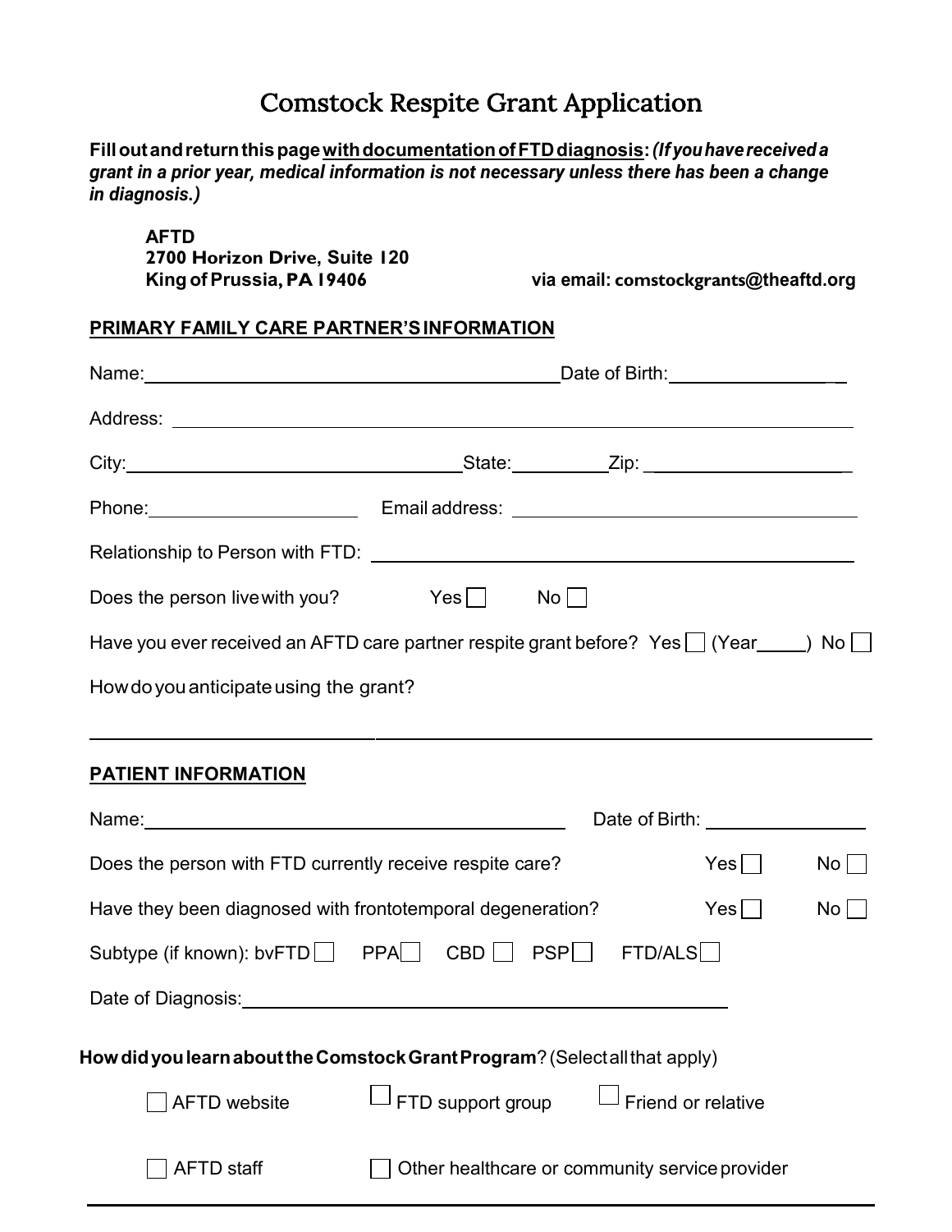# Comstock Respite Grant Application

**Fill out and return this page with documentation of FTD diagnosis:** ***(If you have received a grant in a prior year, medical information is not necessary unless there has been a change in diagnosis.)***

**AFTD**
**2700 Horizon Drive, Suite 120**
**King of Prussia, PA 19406**

**via email: comstockgrants@theaftd.org**

## PRIMARY FAMILY CARE PARTNER'S INFORMATION

Name: ______________________________ Date of Birth: ________________

Address: ______________________________________________________

City: ______________________ State: _________ Zip: ________________

Phone: ________________ Email address: ____________________________

Relationship to Person with FTD: ________________________________________

Does the person live with you? Yes ☐ No ☐

Have you ever received an AFTD care partner respite grant before? Yes ☐ (Year_____) No ☐

How do you anticipate using the grant?

______________________________________________________________________

## PATIENT INFORMATION

Name: ______________________________ Date of Birth: ________________

Does the person with FTD currently receive respite care? Yes ☐ No ☐

Have they been diagnosed with frontotemporal degeneration? Yes ☐ No ☐

Subtype (if known): bvFTD ☐ PPA ☐ CBD ☐ PSP ☐ FTD/ALS ☐

Date of Diagnosis: ______________________________________

**How did you learn about the Comstock Grant Program**? (Select all that apply)

☐ AFTD website ☐ FTD support group ☐ Friend or relative

☐ AFTD staff ☐ Other healthcare or community service provider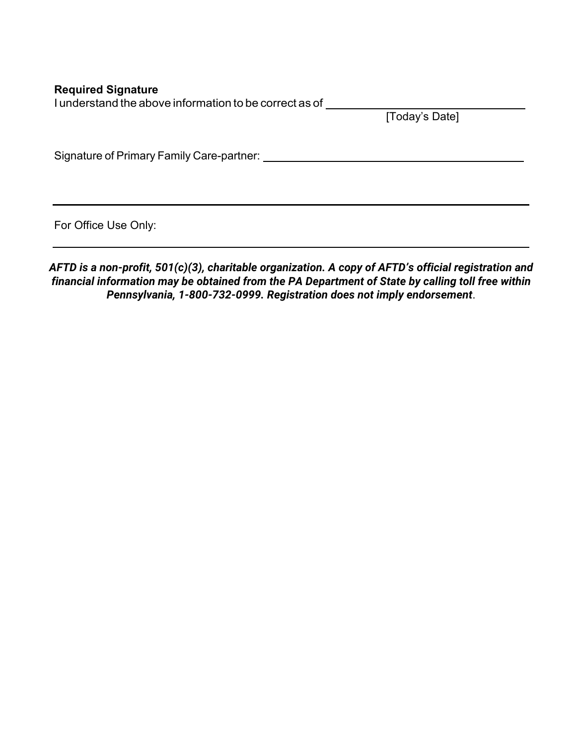**Required Signature**

I understand the above information to be correct as of ______________________________
[Today's Date]

Signature of Primary Family Care-partner: ______________________________

---

For Office Use Only:

---

***AFTD is a non-profit, 501(c)(3), charitable organization. A copy of AFTD's official registration and financial information may be obtained from the PA Department of State by calling toll free within Pennsylvania, 1-800-732-0999. Registration does not imply endorsement***.